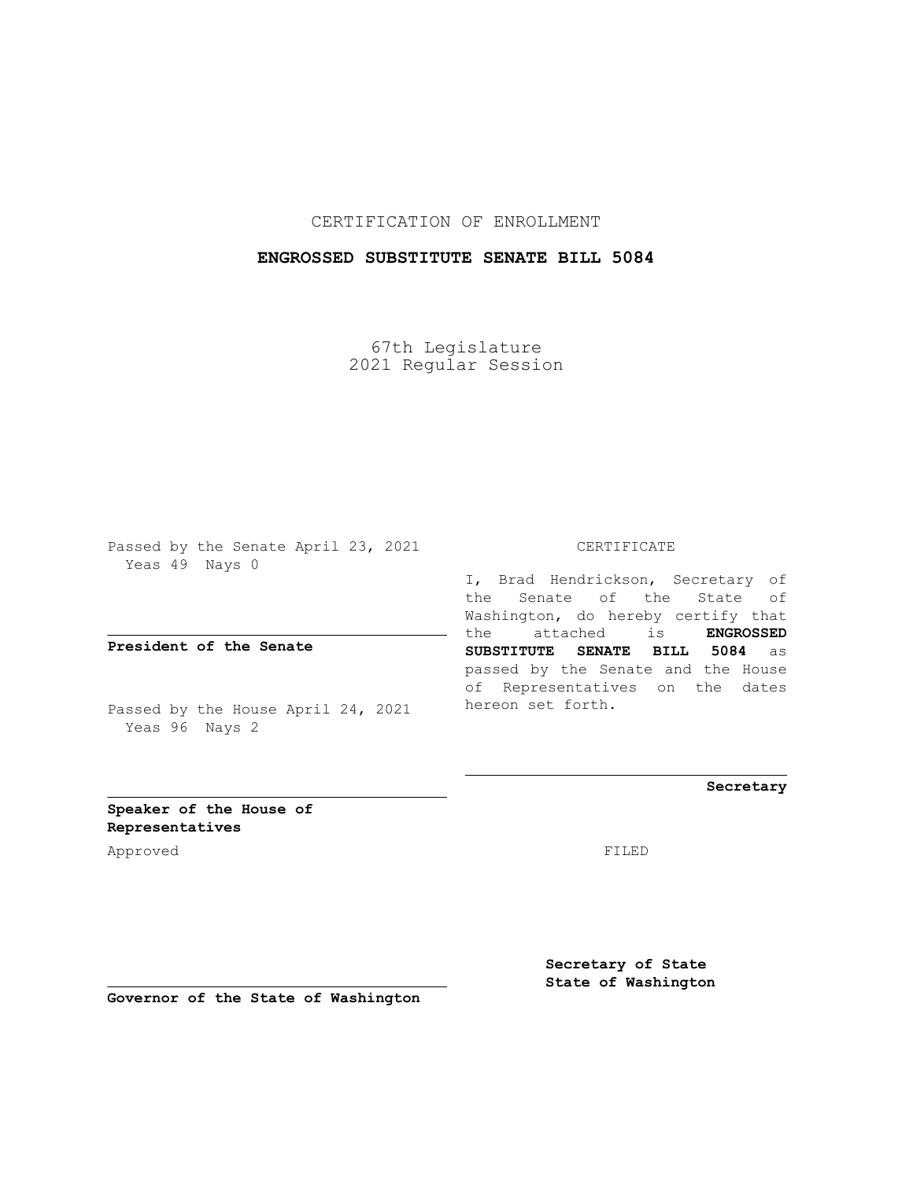CERTIFICATION OF ENROLLMENT

**ENGROSSED SUBSTITUTE SENATE BILL 5084**

67th Legislature
2021 Regular Session

Passed by the Senate April 23, 2021
Yeas 49 Nays 0

**President of the Senate**

Passed by the House April 24, 2021
Yeas 96 Nays 2

**Speaker of the House of Representatives**

Approved

**Governor of the State of Washington**

CERTIFICATE

I, Brad Hendrickson, Secretary of the Senate of the State of Washington, do hereby certify that the attached is **ENGROSSED SUBSTITUTE SENATE BILL 5084** as passed by the Senate and the House of Representatives on the dates hereon set forth.

**Secretary**

FILED

**Secretary of State**
**State of Washington**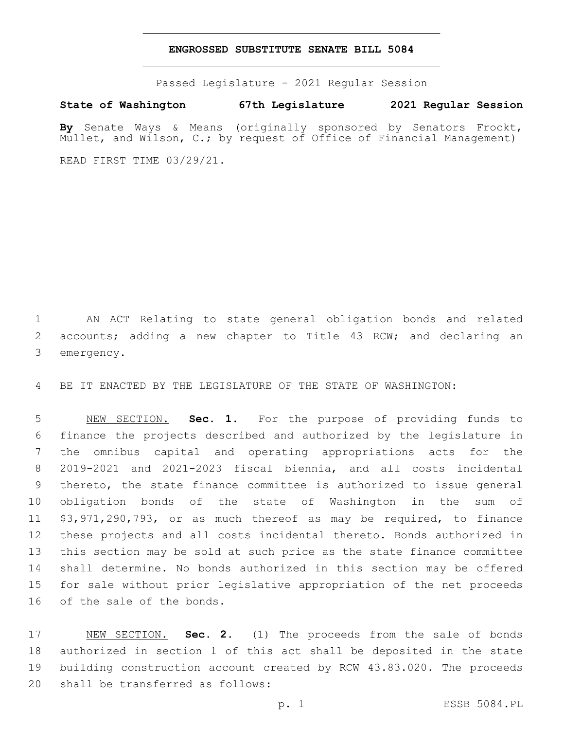**ENGROSSED SUBSTITUTE SENATE BILL 5084**

Passed Legislature - 2021 Regular Session

**State of Washington 67th Legislature 2021 Regular Session**

**By** Senate Ways & Means (originally sponsored by Senators Frockt, Mullet, and Wilson, C.; by request of Office of Financial Management)

READ FIRST TIME 03/29/21.

1 AN ACT Relating to state general obligation bonds and related 2 accounts; adding a new chapter to Title 43 RCW; and declaring an 3 emergency.

4 BE IT ENACTED BY THE LEGISLATURE OF THE STATE OF WASHINGTON:

5 NEW SECTION. **Sec. 1.** For the purpose of providing funds to 6 finance the projects described and authorized by the legislature in 7 the omnibus capital and operating appropriations acts for the 8 2019-2021 and 2021-2023 fiscal biennia, and all costs incidental 9 thereto, the state finance committee is authorized to issue general 10 obligation bonds of the state of Washington in the sum of 11 $3,971,290,793, or as much thereof as may be required, to finance 12 these projects and all costs incidental thereto. Bonds authorized in 13 this section may be sold at such price as the state finance committee 14 shall determine. No bonds authorized in this section may be offered 15 for sale without prior legislative appropriation of the net proceeds 16 of the sale of the bonds.

17 NEW SECTION. **Sec. 2.** (1) The proceeds from the sale of bonds 18 authorized in section 1 of this act shall be deposited in the state 19 building construction account created by RCW 43.83.020. The proceeds 20 shall be transferred as follows: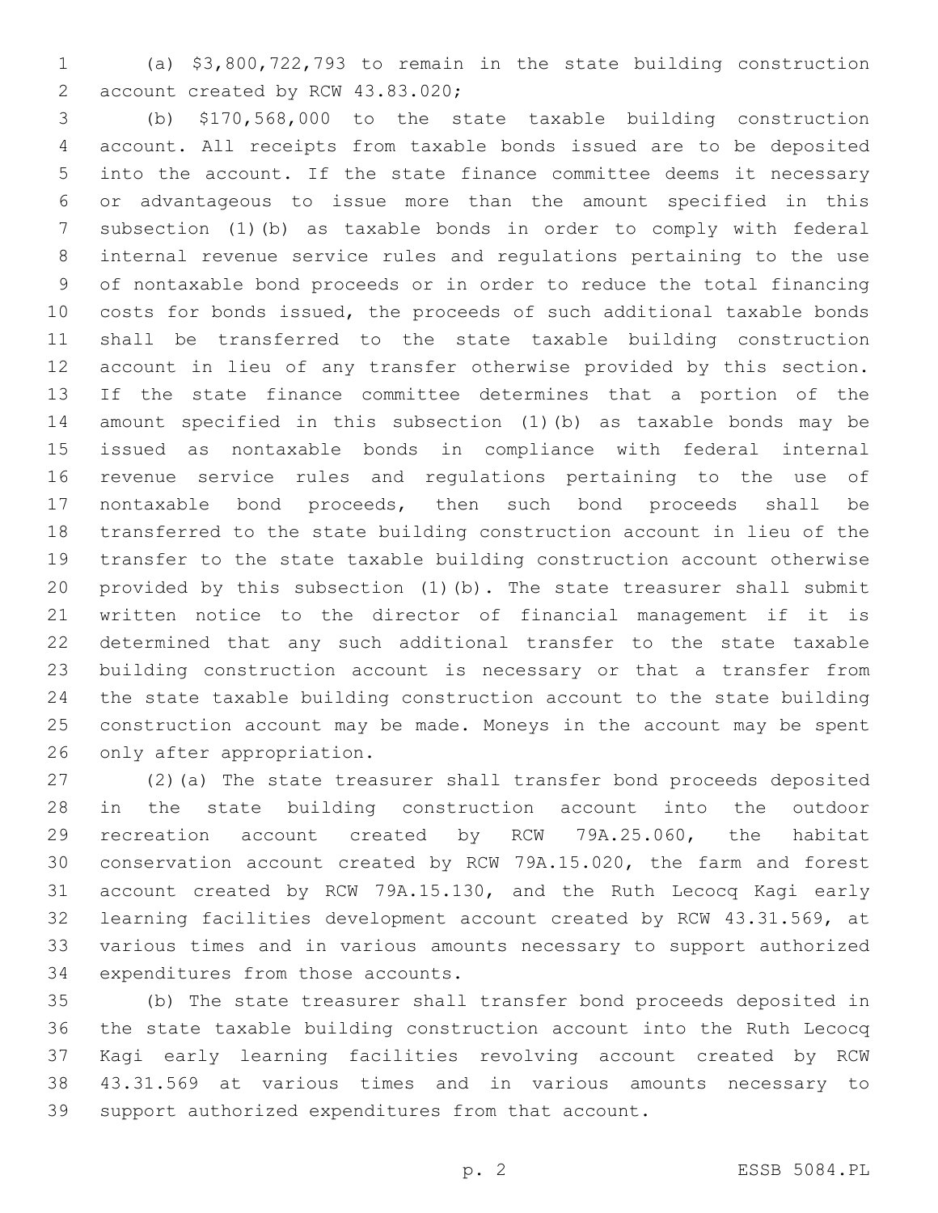(a) $3,800,722,793 to remain in the state building construction account created by RCW 43.83.020;

(b) $170,568,000 to the state taxable building construction account. All receipts from taxable bonds issued are to be deposited into the account. If the state finance committee deems it necessary or advantageous to issue more than the amount specified in this subsection (1)(b) as taxable bonds in order to comply with federal internal revenue service rules and regulations pertaining to the use of nontaxable bond proceeds or in order to reduce the total financing costs for bonds issued, the proceeds of such additional taxable bonds shall be transferred to the state taxable building construction account in lieu of any transfer otherwise provided by this section. If the state finance committee determines that a portion of the amount specified in this subsection (1)(b) as taxable bonds may be issued as nontaxable bonds in compliance with federal internal revenue service rules and regulations pertaining to the use of nontaxable bond proceeds, then such bond proceeds shall be transferred to the state building construction account in lieu of the transfer to the state taxable building construction account otherwise provided by this subsection (1)(b). The state treasurer shall submit written notice to the director of financial management if it is determined that any such additional transfer to the state taxable building construction account is necessary or that a transfer from the state taxable building construction account to the state building construction account may be made. Moneys in the account may be spent only after appropriation.

(2)(a) The state treasurer shall transfer bond proceeds deposited in the state building construction account into the outdoor recreation account created by RCW 79A.25.060, the habitat conservation account created by RCW 79A.15.020, the farm and forest account created by RCW 79A.15.130, and the Ruth Lecocq Kagi early learning facilities development account created by RCW 43.31.569, at various times and in various amounts necessary to support authorized expenditures from those accounts.

(b) The state treasurer shall transfer bond proceeds deposited in the state taxable building construction account into the Ruth Lecocq Kagi early learning facilities revolving account created by RCW 43.31.569 at various times and in various amounts necessary to support authorized expenditures from that account.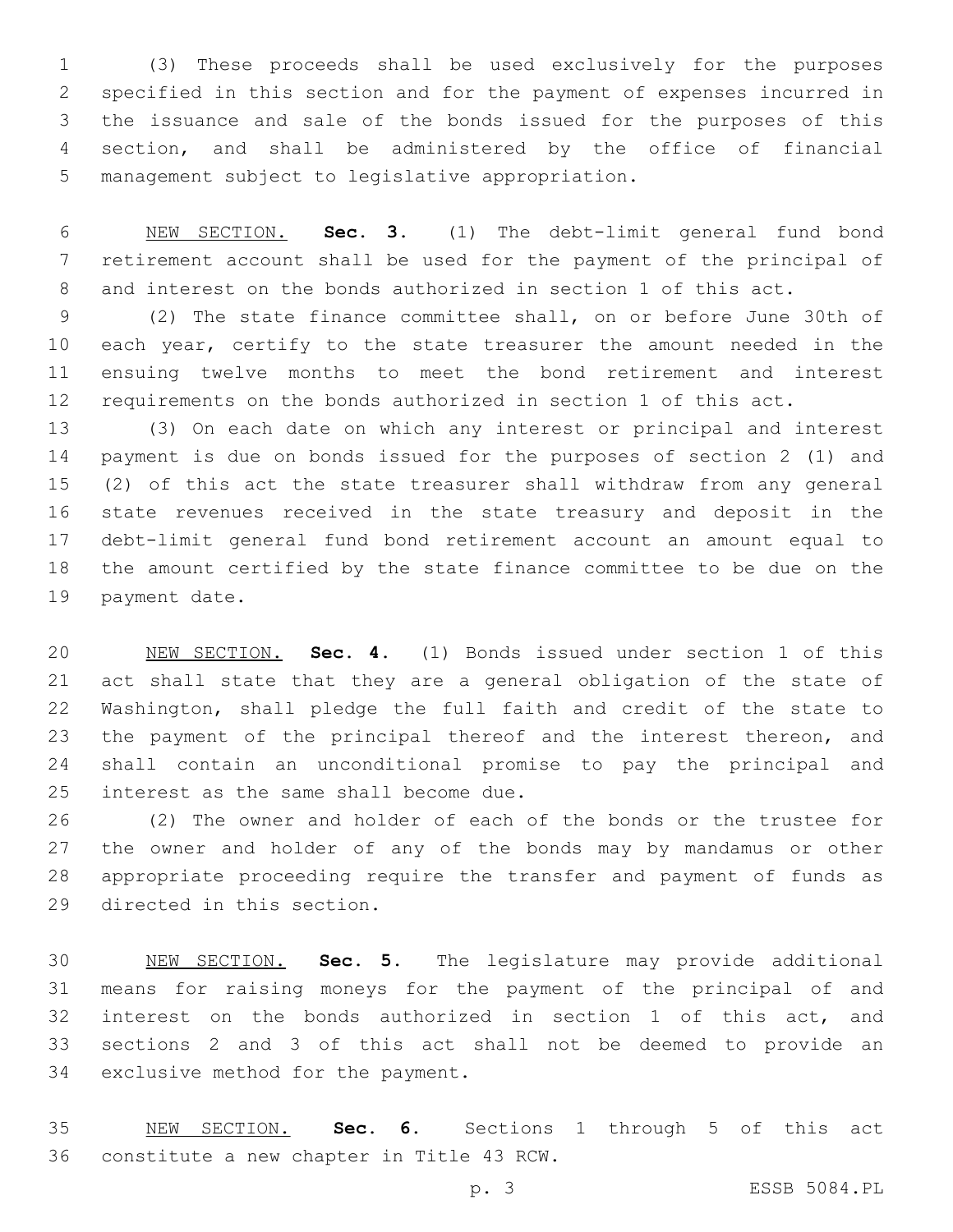(3) These proceeds shall be used exclusively for the purposes specified in this section and for the payment of expenses incurred in the issuance and sale of the bonds issued for the purposes of this section, and shall be administered by the office of financial management subject to legislative appropriation.

NEW SECTION. **Sec. 3.** (1) The debt-limit general fund bond retirement account shall be used for the payment of the principal of and interest on the bonds authorized in section 1 of this act.

(2) The state finance committee shall, on or before June 30th of each year, certify to the state treasurer the amount needed in the ensuing twelve months to meet the bond retirement and interest requirements on the bonds authorized in section 1 of this act.

(3) On each date on which any interest or principal and interest payment is due on bonds issued for the purposes of section 2 (1) and (2) of this act the state treasurer shall withdraw from any general state revenues received in the state treasury and deposit in the debt-limit general fund bond retirement account an amount equal to the amount certified by the state finance committee to be due on the payment date.

NEW SECTION. **Sec. 4.** (1) Bonds issued under section 1 of this act shall state that they are a general obligation of the state of Washington, shall pledge the full faith and credit of the state to the payment of the principal thereof and the interest thereon, and shall contain an unconditional promise to pay the principal and interest as the same shall become due.

(2) The owner and holder of each of the bonds or the trustee for the owner and holder of any of the bonds may by mandamus or other appropriate proceeding require the transfer and payment of funds as directed in this section.

NEW SECTION. **Sec. 5.** The legislature may provide additional means for raising moneys for the payment of the principal of and interest on the bonds authorized in section 1 of this act, and sections 2 and 3 of this act shall not be deemed to provide an exclusive method for the payment.

NEW SECTION. **Sec. 6.** Sections 1 through 5 of this act constitute a new chapter in Title 43 RCW.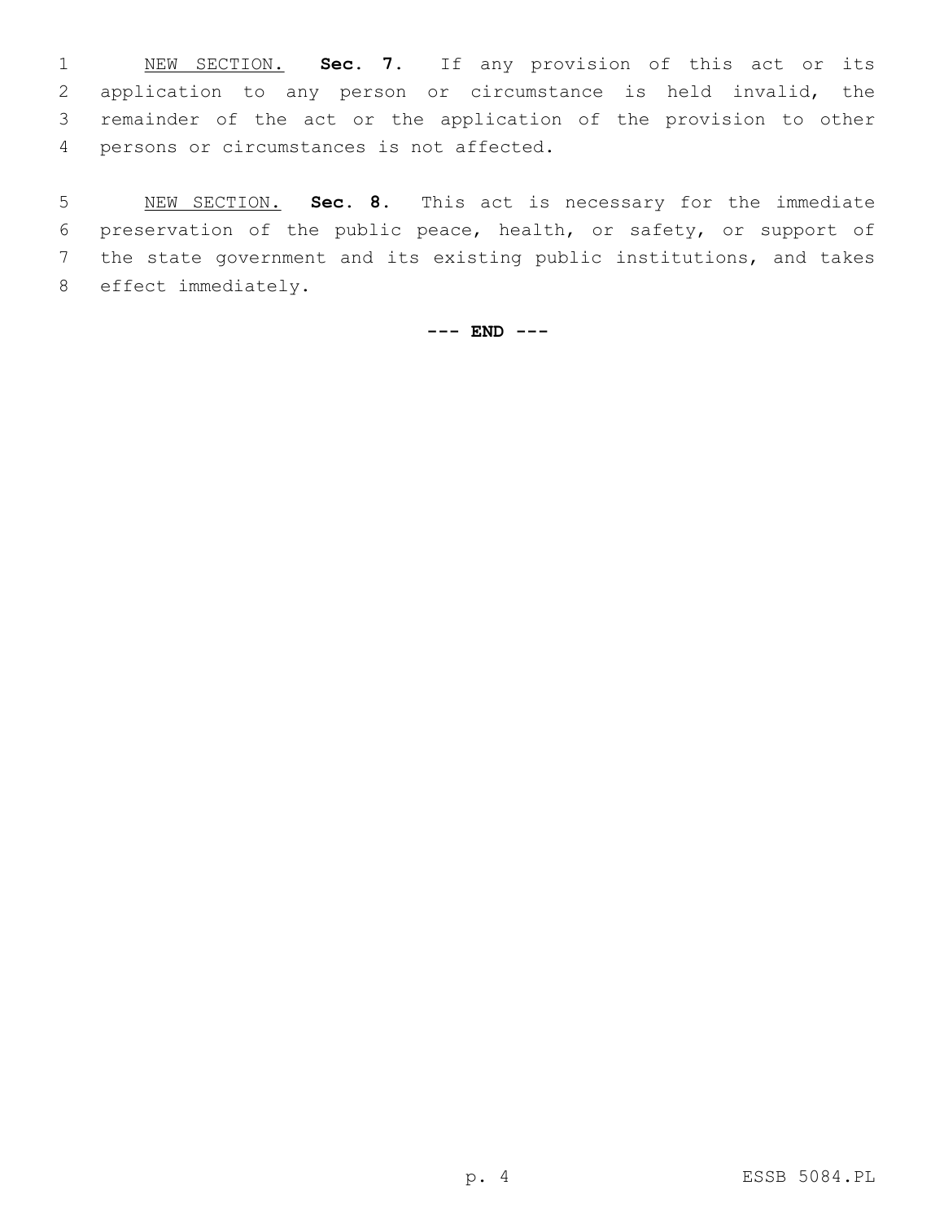NEW SECTION. **Sec. 7.** If any provision of this act or its application to any person or circumstance is held invalid, the remainder of the act or the application of the provision to other persons or circumstances is not affected.

NEW SECTION. **Sec. 8.** This act is necessary for the immediate preservation of the public peace, health, or safety, or support of the state government and its existing public institutions, and takes effect immediately.

**--- END ---**